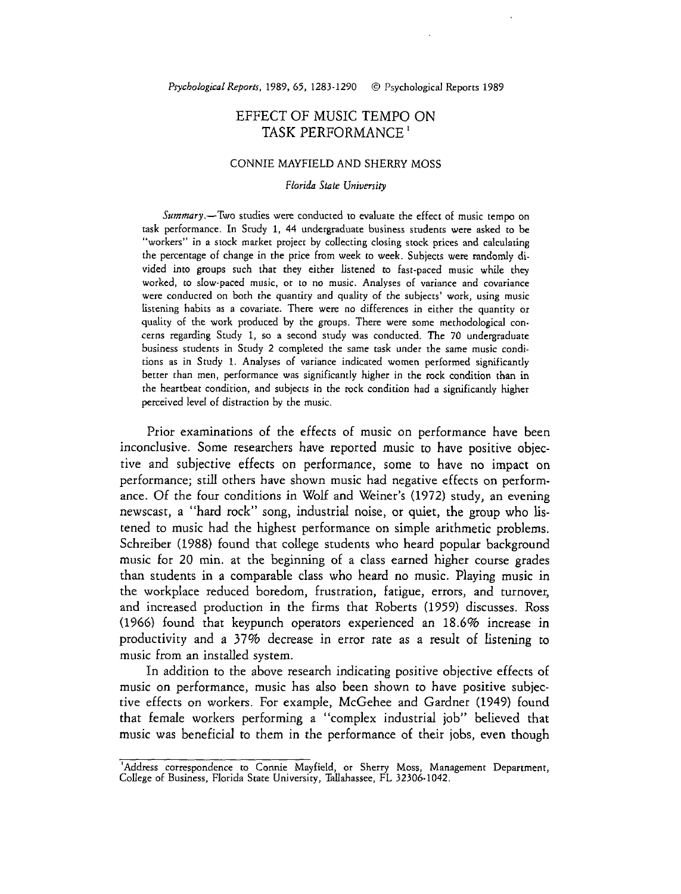# EFFECT OF MUSIC TEMPO ON TASK PERFORMANCE [1]

CONNIE MAYFIELD AND SHERRY MOSS

*Florida State University*

*Summary.*—Two studies were conducted to evaluate the effect of music tempo on task performance. In Study 1, 44 undergraduate business students were asked to be "workers" in a stock market project by collecting closing stock prices and calculating the percentage of change in the price from week to week. Subjects were randomly divided into groups such that they either listened to fast-paced music while they worked, to slow-paced music, or to no music. Analyses of variance and covariance were conducted on both the quantity and quality of the subjects' work, using music listening habits as a covariate. There were no differences in either the quantity or quality of the work produced by the groups. There were some methodological concerns regarding Study 1, so a second study was conducted. The 70 undergraduate business students in Study 2 completed the same task under the same music conditions as in Study 1. Analyses of variance indicated women performed significantly better than men, performance was significantly higher in the rock condition than in the heartbeat condition, and subjects in the rock condition had a significantly higher perceived level of distraction by the music.

Prior examinations of the effects of music on performance have been inconclusive. Some researchers have reported music to have positive objective and subjective effects on performance, some to have no impact on performance; still others have shown music had negative effects on performance. Of the four conditions in Wolf and Weiner's (1972) study, an evening newscast, a "hard rock" song, industrial noise, or quiet, the group who listened to music had the highest performance on simple arithmetic problems. Schreiber (1988) found that college students who heard popular background music for 20 min. at the beginning of a class earned higher course grades than students in a comparable class who heard no music. Playing music in the workplace reduced boredom, frustration, fatigue, errors, and turnover, and increased production in the firms that Roberts (1959) discusses. Ross (1966) found that keypunch operators experienced an 18.6% increase in productivity and a 37% decrease in error rate as a result of listening to music from an installed system.

In addition to the above research indicating positive objective effects of music on performance, music has also been shown to have positive subjective effects on workers. For example, McGehee and Gardner (1949) found that female workers performing a "complex industrial job" believed that music was beneficial to them in the performance of their jobs, even though

[1] Address correspondence to Connie Mayfield, or Sherry Moss, Management Department, College of Business, Florida State University, Tallahassee, FL 32306-1042.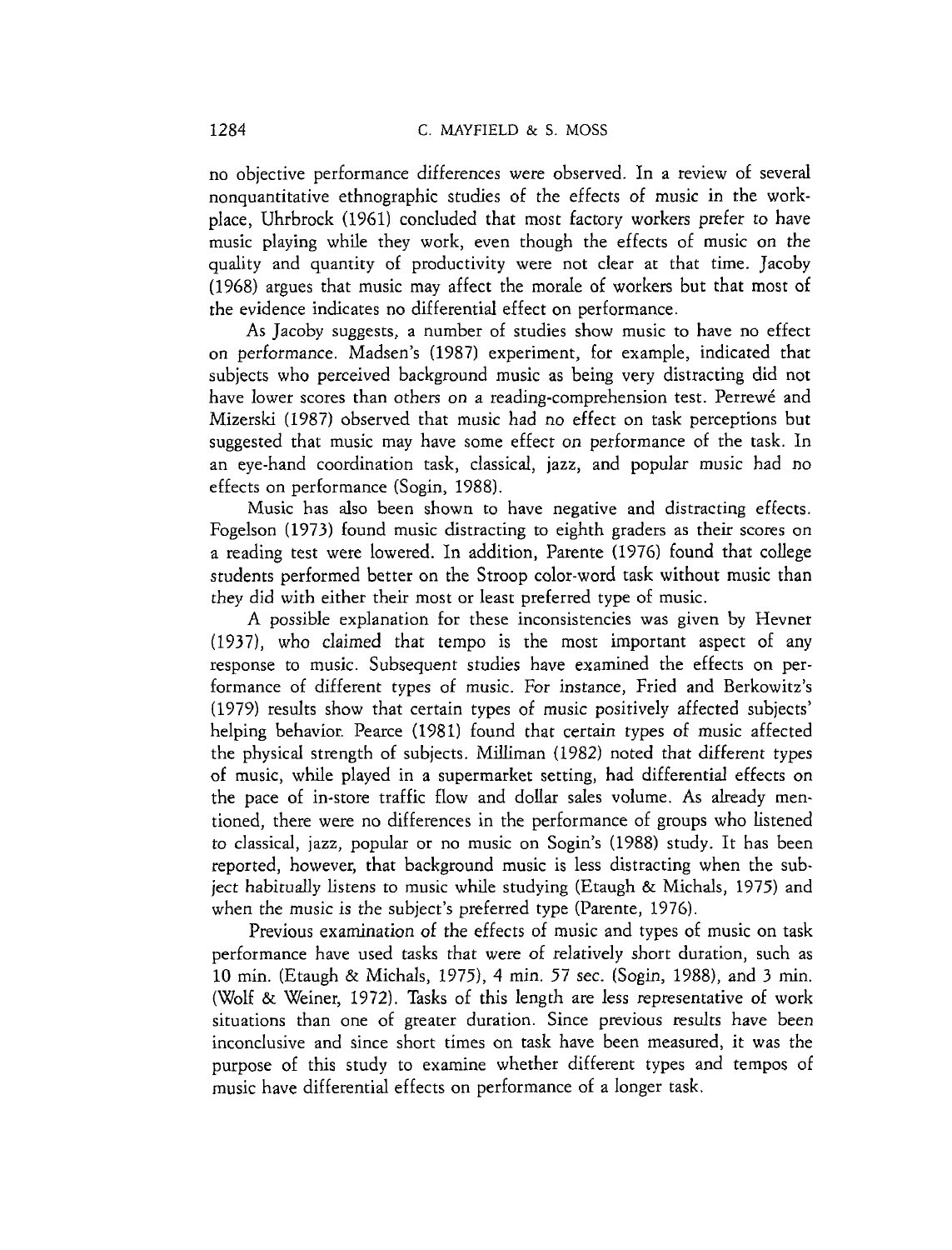no objective performance differences were observed. In a review of several nonquantitative ethnographic studies of the effects of music in the workplace, Uhrbrock (1961) concluded that most factory workers prefer to have music playing while they work, even though the effects of music on the quality and quantity of productivity were not clear at that time. Jacoby (1968) argues that music may affect the morale of workers but that most of the evidence indicates no differential effect on performance.

As Jacoby suggests, a number of studies show music to have no effect on performance. Madsen's (1987) experiment, for example, indicated that subjects who perceived background music as being very distracting did not have lower scores than others on a reading-comprehension test. Perrewé and Mizerski (1987) observed that music had no effect on task perceptions but suggested that music may have some effect on performance of the task. In an eye-hand coordination task, classical, jazz, and popular music had no effects on performance (Sogin, 1988).

Music has also been shown to have negative and distracting effects. Fogelson (1973) found music distracting to eighth graders as their scores on a reading test were lowered. In addition, Parente (1976) found that college students performed better on the Stroop color-word task without music than they did with either their most or least preferred type of music.

A possible explanation for these inconsistencies was given by Hevner (1937), who claimed that tempo is the most important aspect of any response to music. Subsequent studies have examined the effects on performance of different types of music. For instance, Fried and Berkowitz's (1979) results show that certain types of music positively affected subjects' helping behavior. Pearce (1981) found that certain types of music affected the physical strength of subjects. Milliman (1982) noted that different types of music, while played in a supermarket setting, had differential effects on the pace of in-store traffic flow and dollar sales volume. As already mentioned, there were no differences in the performance of groups who listened to classical, jazz, popular or no music on Sogin's (1988) study. It has been reported, however, that background music is less distracting when the subject habitually listens to music while studying (Etaugh & Michals, 1975) and when the music is the subject's preferred type (Parente, 1976).

Previous examination of the effects of music and types of music on task performance have used tasks that were of relatively short duration, such as 10 min. (Etaugh & Michals, 1975), 4 min. 57 sec. (Sogin, 1988), and 3 min. (Wolf & Weiner, 1972). Tasks of this length are less representative of work situations than one of greater duration. Since previous results have been inconclusive and since short times on task have been measured, it was the purpose of this study to examine whether different types and tempos of music have differential effects on performance of a longer task.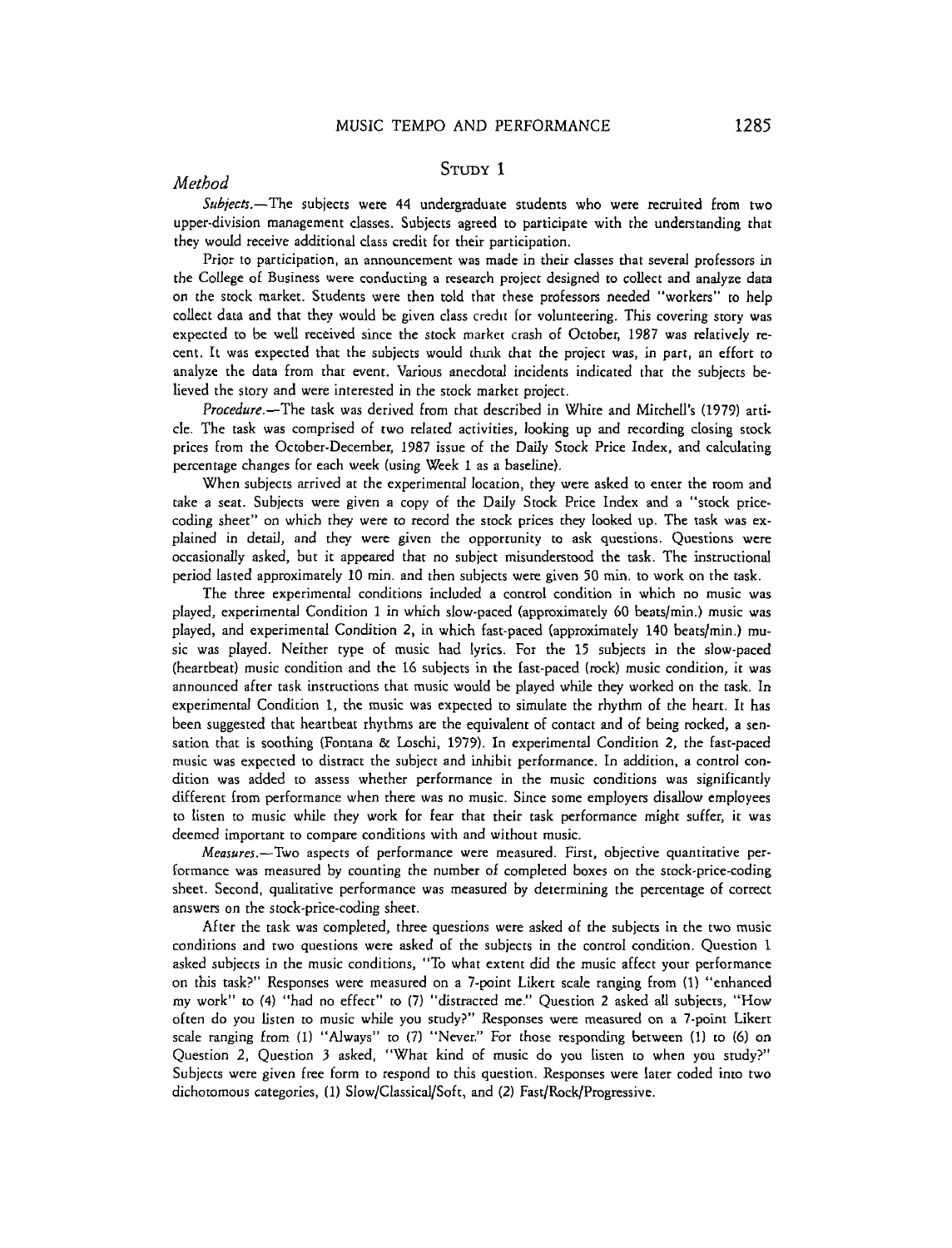## Study 1

### *Method*

*Subjects.*—The subjects were 44 undergraduate students who were recruited from two upper-division management classes. Subjects agreed to participate with the understanding that they would receive additional class credit for their participation.

Prior to participation, an announcement was made in their classes that several professors in the College of Business were conducting a research project designed to collect and analyze data on the stock market. Students were then told that these professors needed "workers" to help collect data and that they would be given class credit for volunteering. This covering story was expected to be well received since the stock market crash of October, 1987 was relatively recent. It was expected that the subjects would think that the project was, in part, an effort to analyze the data from that event. Various anecdotal incidents indicated that the subjects believed the story and were interested in the stock market project.

*Procedure.*—The task was derived from that described in White and Mitchell's (1979) article. The task was comprised of two related activities, looking up and recording closing stock prices from the October-December, 1987 issue of the Daily Stock Price Index, and calculating percentage changes for each week (using Week 1 as a baseline).

When subjects arrived at the experimental location, they were asked to enter the room and take a seat. Subjects were given a copy of the Daily Stock Price Index and a "stock price-coding sheet" on which they were to record the stock prices they looked up. The task was explained in detail, and they were given the opportunity to ask questions. Questions were occasionally asked, but it appeared that no subject misunderstood the task. The instructional period lasted approximately 10 min. and then subjects were given 50 min. to work on the task.

The three experimental conditions included a control condition in which no music was played, experimental Condition 1 in which slow-paced (approximately 60 beats/min.) music was played, and experimental Condition 2, in which fast-paced (approximately 140 beats/min.) music was played. Neither type of music had lyrics. For the 15 subjects in the slow-paced (heartbeat) music condition and the 16 subjects in the fast-paced (rock) music condition, it was announced after task instructions that music would be played while they worked on the task. In experimental Condition 1, the music was expected to simulate the rhythm of the heart. It has been suggested that heartbeat rhythms are the equivalent of contact and of being rocked, a sensation that is soothing (Fontana & Loschi, 1979). In experimental Condition 2, the fast-paced music was expected to distract the subject and inhibit performance. In addition, a control condition was added to assess whether performance in the music conditions was significantly different from performance when there was no music. Since some employers disallow employees to listen to music while they work for fear that their task performance might suffer, it was deemed important to compare conditions with and without music.

*Measures.*—Two aspects of performance were measured. First, objective quantitative performance was measured by counting the number of completed boxes on the stock-price-coding sheet. Second, qualitative performance was measured by determining the percentage of correct answers on the stock-price-coding sheet.

After the task was completed, three questions were asked of the subjects in the two music conditions and two questions were asked of the subjects in the control condition. Question 1 asked subjects in the music conditions, "To what extent did the music affect your performance on this task?" Responses were measured on a 7-point Likert scale ranging from (1) "enhanced my work" to (4) "had no effect" to (7) "distracted me." Question 2 asked all subjects, "How often do you listen to music while you study?" Responses were measured on a 7-point Likert scale ranging from (1) "Always" to (7) "Never." For those responding between (1) to (6) on Question 2, Question 3 asked, "What kind of music do you listen to when you study?" Subjects were given free form to respond to this question. Responses were later coded into two dichotomous categories, (1) Slow/Classical/Soft, and (2) Fast/Rock/Progressive.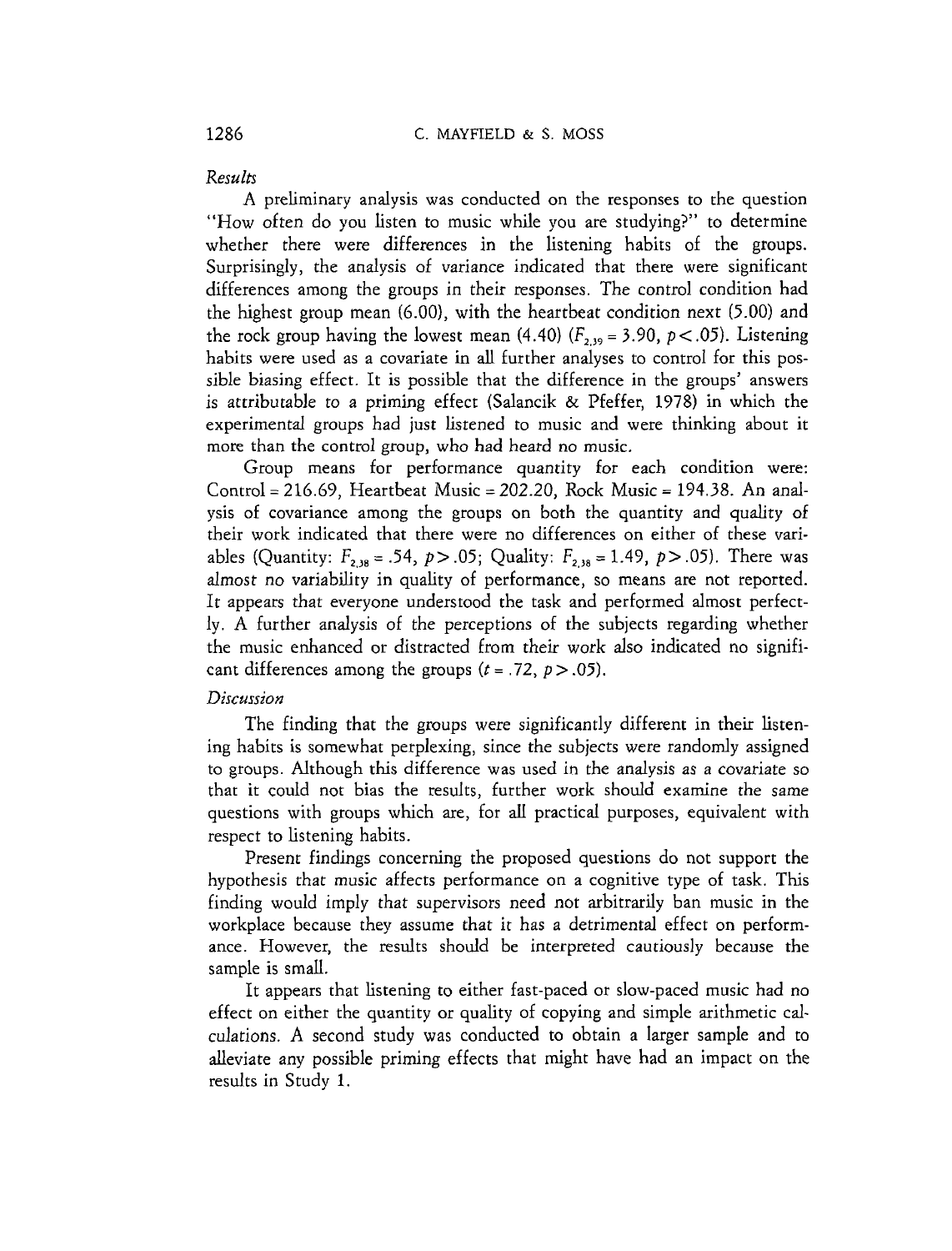*Results*

A preliminary analysis was conducted on the responses to the question "How often do you listen to music while you are studying?" to determine whether there were differences in the listening habits of the groups. Surprisingly, the analysis of variance indicated that there were significant differences among the groups in their responses. The control condition had the highest group mean (6.00), with the heartbeat condition next (5.00) and the rock group having the lowest mean (4.40) ($F_{2,39} = 3.90$, $p < .05$). Listening habits were used as a covariate in all further analyses to control for this possible biasing effect. It is possible that the difference in the groups' answers is attributable to a priming effect (Salancik & Pfeffer, 1978) in which the experimental groups had just listened to music and were thinking about it more than the control group, who had heard no music.

Group means for performance quantity for each condition were: Control = 216.69, Heartbeat Music = 202.20, Rock Music = 194.38. An analysis of covariance among the groups on both the quantity and quality of their work indicated that there were no differences on either of these variables (Quantity: $F_{2,38} = .54$, $p > .05$; Quality: $F_{2,38} = 1.49$, $p > .05$). There was almost no variability in quality of performance, so means are not reported. It appears that everyone understood the task and performed almost perfectly. A further analysis of the perceptions of the subjects regarding whether the music enhanced or distracted from their work also indicated no significant differences among the groups ($t = .72$, $p > .05$).

*Discussion*

The finding that the groups were significantly different in their listening habits is somewhat perplexing, since the subjects were randomly assigned to groups. Although this difference was used in the analysis as a covariate so that it could not bias the results, further work should examine the same questions with groups which are, for all practical purposes, equivalent with respect to listening habits.

Present findings concerning the proposed questions do not support the hypothesis that music affects performance on a cognitive type of task. This finding would imply that supervisors need not arbitrarily ban music in the workplace because they assume that it has a detrimental effect on performance. However, the results should be interpreted cautiously because the sample is small.

It appears that listening to either fast-paced or slow-paced music had no effect on either the quantity or quality of copying and simple arithmetic calculations. A second study was conducted to obtain a larger sample and to alleviate any possible priming effects that might have had an impact on the results in Study 1.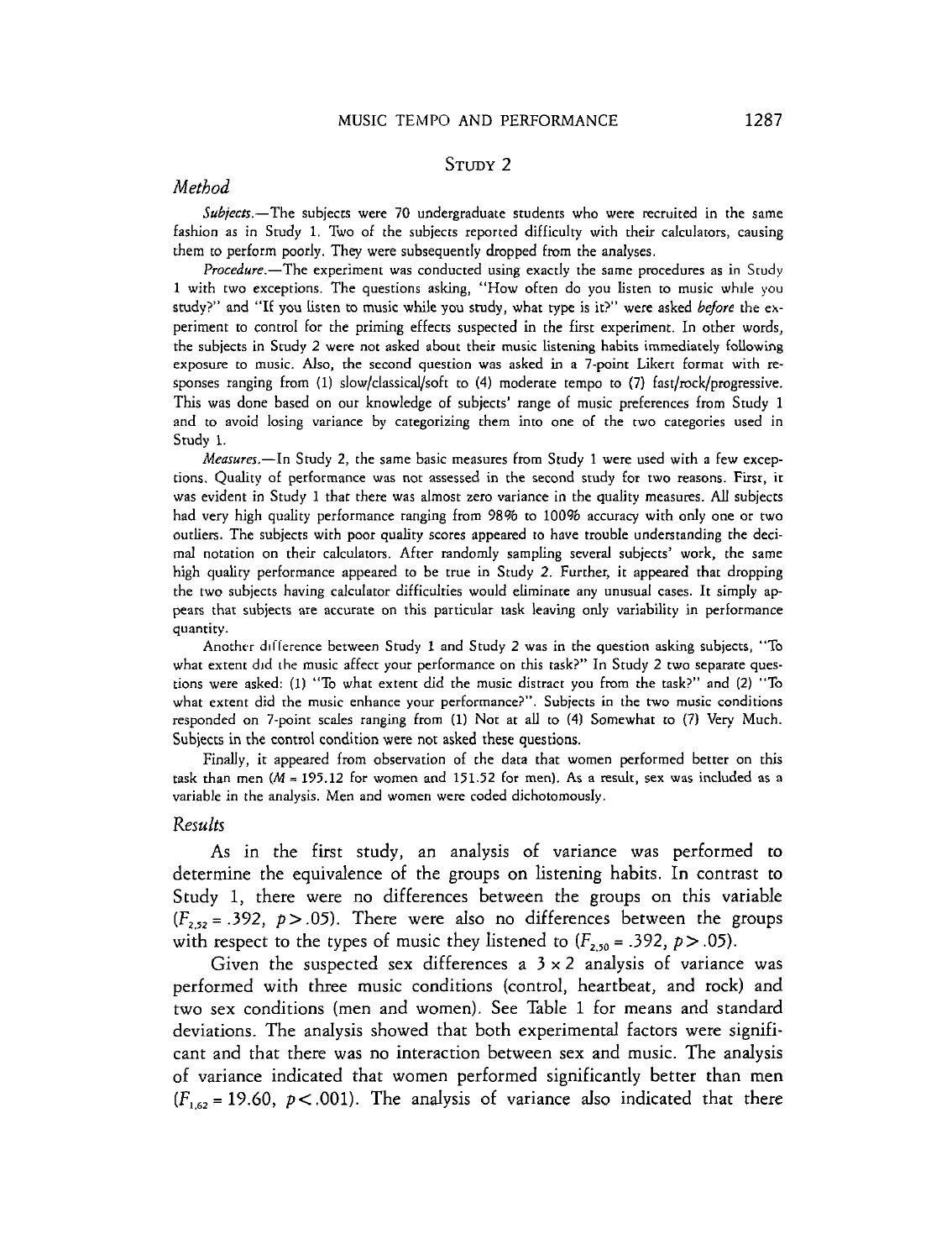## Study 2

### *Method*

*Subjects.*—The subjects were 70 undergraduate students who were recruited in the same fashion as in Study 1. Two of the subjects reported difficulty with their calculators, causing them to perform poorly. They were subsequently dropped from the analyses.

*Procedure.*—The experiment was conducted using exactly the same procedures as in Study 1 with two exceptions. The questions asking, "How often do you listen to music while you study?" and "If you listen to music while you study, what type is it?" were asked *before* the experiment to control for the priming effects suspected in the first experiment. In other words, the subjects in Study 2 were not asked about their music listening habits immediately following exposure to music. Also, the second question was asked in a 7-point Likert format with responses ranging from (1) slow/classical/soft to (4) moderate tempo to (7) fast/rock/progressive. This was done based on our knowledge of subjects' range of music preferences from Study 1 and to avoid losing variance by categorizing them into one of the two categories used in Study 1.

*Measures.*—In Study 2, the same basic measures from Study 1 were used with a few exceptions. Quality of performance was not assessed in the second study for two reasons. First, it was evident in Study 1 that there was almost zero variance in the quality measures. All subjects had very high quality performance ranging from 98% to 100% accuracy with only one or two outliers. The subjects with poor quality scores appeared to have trouble understanding the decimal notation on their calculators. After randomly sampling several subjects' work, the same high quality performance appeared to be true in Study 2. Further, it appeared that dropping the two subjects having calculator difficulties would eliminate any unusual cases. It simply appears that subjects are accurate on this particular task leaving only variability in performance quantity.

Another difference between Study 1 and Study 2 was in the question asking subjects, "To what extent did the music affect your performance on this task?" In Study 2 two separate questions were asked: (1) "To what extent did the music distract you from the task?" and (2) "To what extent did the music enhance your performance?". Subjects in the two music conditions responded on 7-point scales ranging from (1) Not at all to (4) Somewhat to (7) Very Much. Subjects in the control condition were not asked these questions.

Finally, it appeared from observation of the data that women performed better on this task than men ($M = 195.12$ for women and 151.52 for men). As a result, sex was included as a variable in the analysis. Men and women were coded dichotomously.

### *Results*

As in the first study, an analysis of variance was performed to determine the equivalence of the groups on listening habits. In contrast to Study 1, there were no differences between the groups on this variable ($F_{2,52} = .392$, $p > .05$). There were also no differences between the groups with respect to the types of music they listened to ($F_{2,50} = .392$, $p > .05$).

Given the suspected sex differences a $3 \times 2$ analysis of variance was performed with three music conditions (control, heartbeat, and rock) and two sex conditions (men and women). See Table 1 for means and standard deviations. The analysis showed that both experimental factors were significant and that there was no interaction between sex and music. The analysis of variance indicated that women performed significantly better than men ($F_{1,62} = 19.60$, $p < .001$). The analysis of variance also indicated that there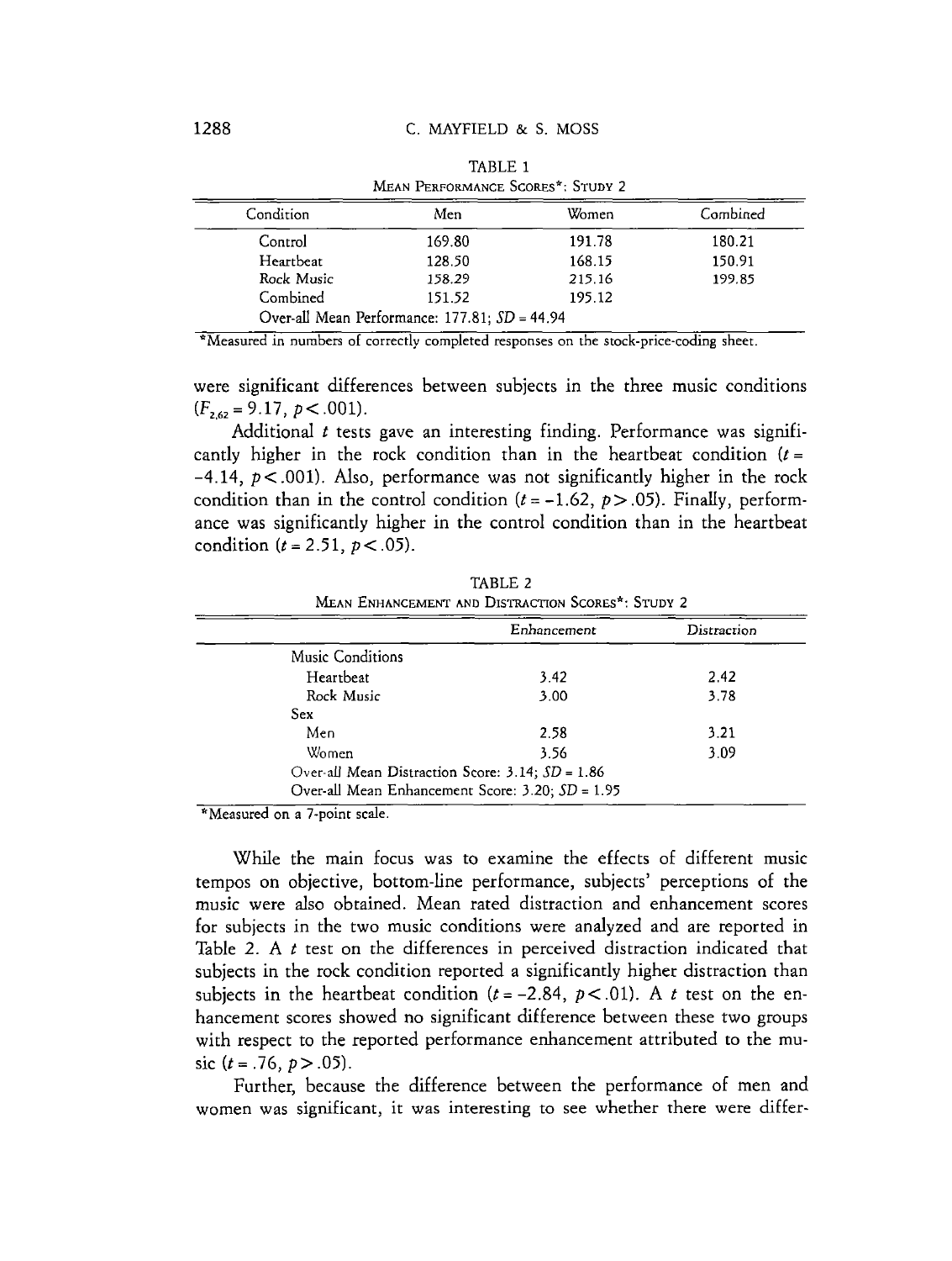TABLE 1
MEAN PERFORMANCE SCORES*: STUDY 2

| Condition | Men | Women | Combined |
|---|---|---|---|
| Control | 169.80 | 191.78 | 180.21 |
| Heartbeat | 128.50 | 168.15 | 150.91 |
| Rock Music | 158.29 | 215.16 | 199.85 |
| Combined | 151.52 | 195.12 | |
| Over-all Mean Performance: 177.81; $SD$ = 44.94 | | | |

*Measured in numbers of correctly completed responses on the stock-price-coding sheet.

were significant differences between subjects in the three music conditions ($F_{2,62} = 9.17$, $p < .001$).

Additional $t$ tests gave an interesting finding. Performance was significantly higher in the rock condition than in the heartbeat condition ($t = -4.14$, $p < .001$). Also, performance was not significantly higher in the rock condition than in the control condition ($t = -1.62$, $p > .05$). Finally, performance was significantly higher in the control condition than in the heartbeat condition ($t = 2.51$, $p < .05$).

TABLE 2
MEAN ENHANCEMENT AND DISTRACTION SCORES*: STUDY 2

| | Enhancement | Distraction |
|---|---|---|
| Music Conditions | | |
| Heartbeat | 3.42 | 2.42 |
| Rock Music | 3.00 | 3.78 |
| Sex | | |
| Men | 2.58 | 3.21 |
| Women | 3.56 | 3.09 |
| Over-all Mean Distraction Score: 3.14; $SD$ = 1.86 | | |
| Over-all Mean Enhancement Score: 3.20; $SD$ = 1.95 | | |

*Measured on a 7-point scale.

While the main focus was to examine the effects of different music tempos on objective, bottom-line performance, subjects' perceptions of the music were also obtained. Mean rated distraction and enhancement scores for subjects in the two music conditions were analyzed and are reported in Table 2. A $t$ test on the differences in perceived distraction indicated that subjects in the rock condition reported a significantly higher distraction than subjects in the heartbeat condition ($t = -2.84$, $p < .01$). A $t$ test on the enhancement scores showed no significant difference between these two groups with respect to the reported performance enhancement attributed to the music ($t = .76$, $p > .05$).

Further, because the difference between the performance of men and women was significant, it was interesting to see whether there were differ-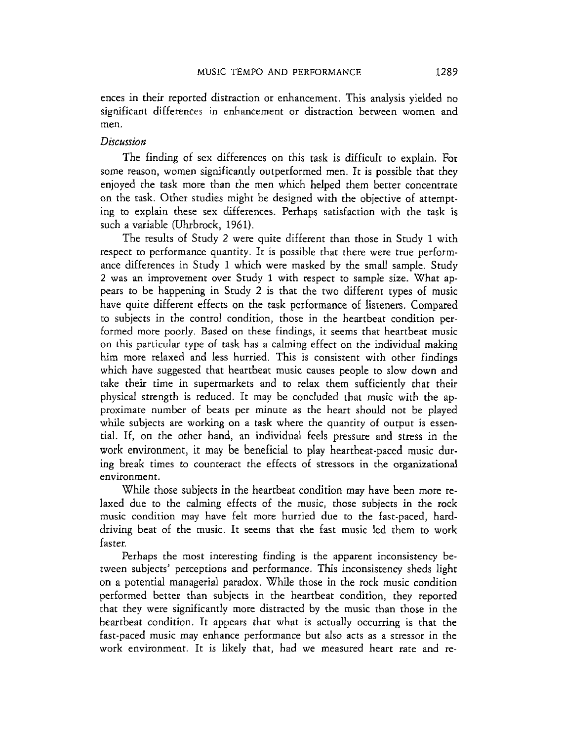ences in their reported distraction or enhancement. This analysis yielded no significant differences in enhancement or distraction between women and men.

### *Discussion*

The finding of sex differences on this task is difficult to explain. For some reason, women significantly outperformed men. It is possible that they enjoyed the task more than the men which helped them better concentrate on the task. Other studies might be designed with the objective of attempting to explain these sex differences. Perhaps satisfaction with the task is such a variable (Uhrbrock, 1961).

The results of Study 2 were quite different than those in Study 1 with respect to performance quantity. It is possible that there were true performance differences in Study 1 which were masked by the small sample. Study 2 was an improvement over Study 1 with respect to sample size. What appears to be happening in Study 2 is that the two different types of music have quite different effects on the task performance of listeners. Compared to subjects in the control condition, those in the heartbeat condition performed more poorly. Based on these findings, it seems that heartbeat music on this particular type of task has a calming effect on the individual making him more relaxed and less hurried. This is consistent with other findings which have suggested that heartbeat music causes people to slow down and take their time in supermarkets and to relax them sufficiently that their physical strength is reduced. It may be concluded that music with the approximate number of beats per minute as the heart should not be played while subjects are working on a task where the quantity of output is essential. If, on the other hand, an individual feels pressure and stress in the work environment, it may be beneficial to play heartbeat-paced music during break times to counteract the effects of stressors in the organizational environment.

While those subjects in the heartbeat condition may have been more relaxed due to the calming effects of the music, those subjects in the rock music condition may have felt more hurried due to the fast-paced, hard-driving beat of the music. It seems that the fast music led them to work faster.

Perhaps the most interesting finding is the apparent inconsistency between subjects' perceptions and performance. This inconsistency sheds light on a potential managerial paradox. While those in the rock music condition performed better than subjects in the heartbeat condition, they reported that they were significantly more distracted by the music than those in the heartbeat condition. It appears that what is actually occurring is that the fast-paced music may enhance performance but also acts as a stressor in the work environment. It is likely that, had we measured heart rate and re-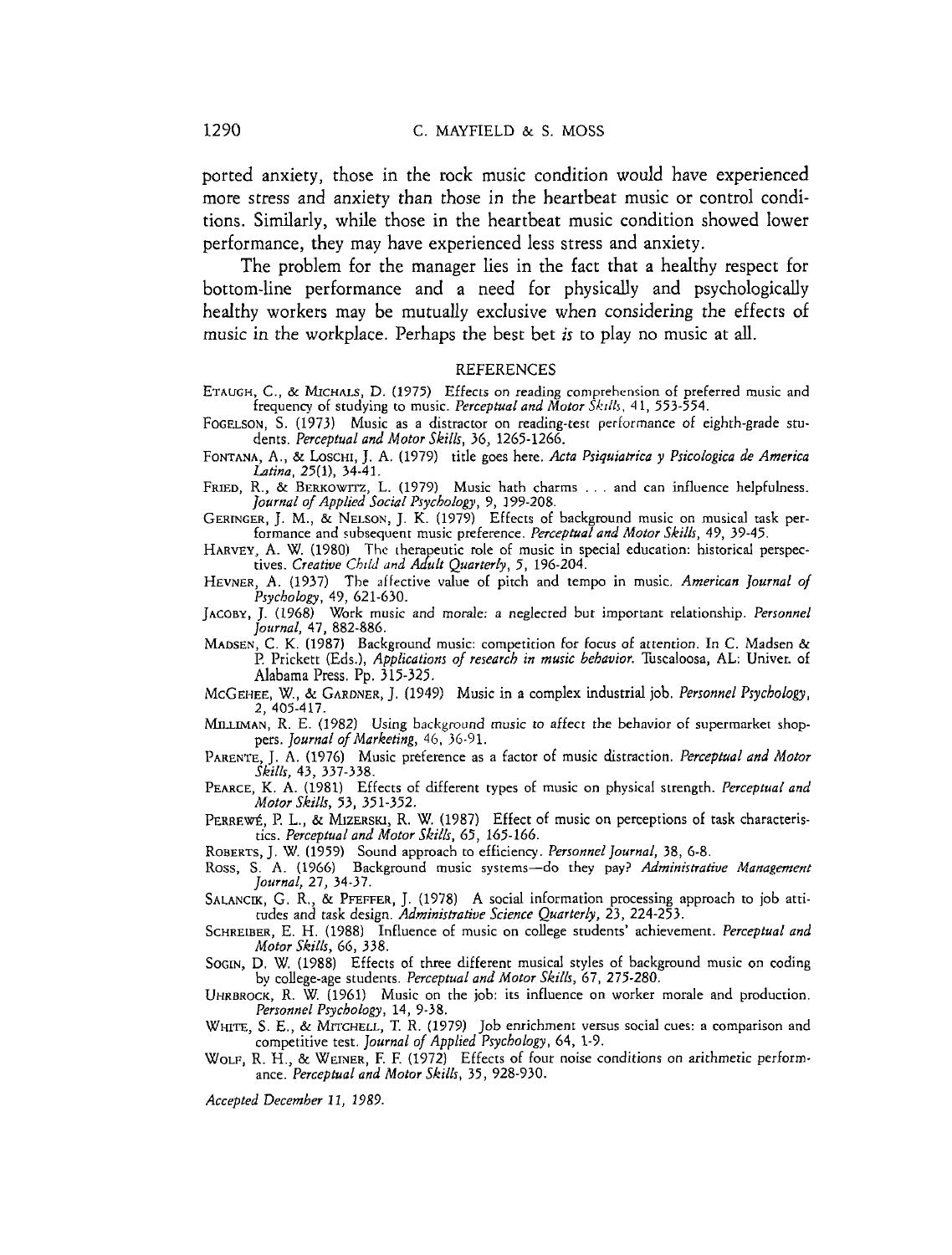ported anxiety, those in the rock music condition would have experienced more stress and anxiety than those in the heartbeat music or control conditions. Similarly, while those in the heartbeat music condition showed lower performance, they may have experienced less stress and anxiety.

The problem for the manager lies in the fact that a healthy respect for bottom-line performance and a need for physically and psychologically healthy workers may be mutually exclusive when considering the effects of music in the workplace. Perhaps the best bet *is* to play no music at all.

## REFERENCES

ETAUGH, C., & MICHALS, D. (1975) Effects on reading comprehension of preferred music and frequency of studying to music. *Perceptual and Motor Skills*, 41, 553-554.

FOGELSON, S. (1973) Music as a distractor on reading-test performance of eighth-grade students. *Perceptual and Motor Skills*, 36, 1265-1266.

FONTANA, A., & LOSCHI, J. A. (1979) title goes here. *Acta Psiquiatrica y Psicologica de America Latina*, 25(1), 34-41.

FRIED, R., & BERKOWITZ, L. (1979) Music hath charms . . . and can influence helpfulness. *Journal of Applied Social Psychology*, 9, 199-208.

GERINGER, J. M., & NELSON, J. K. (1979) Effects of background music on musical task performance and subsequent music preference. *Perceptual and Motor Skills*, 49, 39-45.

HARVEY, A. W. (1980) The therapeutic role of music in special education: historical perspectives. *Creative Child and Adult Quarterly*, 5, 196-204.

HEVNER, A. (1937) The affective value of pitch and tempo in music. *American Journal of Psychology*, 49, 621-630.

JACOBY, J. (1968) Work music and morale: a neglected but important relationship. *Personnel Journal*, 47, 882-886.

MADSEN, C. K. (1987) Background music: competition for focus of attention. In C. Madsen & P. Prickett (Eds.), *Applications of research in music behavior.* Tuscaloosa, AL: Univer. of Alabama Press. Pp. 315-325.

MCGEHEE, W., & GARDNER, J. (1949) Music in a complex industrial job. *Personnel Psychology*, 2, 405-417.

MILLIMAN, R. E. (1982) Using background music to affect the behavior of supermarket shoppers. *Journal of Marketing*, 46, 36-91.

PARENTE, J. A. (1976) Music preference as a factor of music distraction. *Perceptual and Motor Skills*, 43, 337-338.

PEARCE, K. A. (1981) Effects of different types of music on physical strength. *Perceptual and Motor Skills*, 53, 351-352.

PERREWÉ, P. L., & MIZERSKI, R. W. (1987) Effect of music on perceptions of task characteristics. *Perceptual and Motor Skills*, 65, 165-166.

ROBERTS, J. W. (1959) Sound approach to efficiency. *Personnel Journal*, 38, 6-8.

ROSS, S. A. (1966) Background music systems—do they pay? *Administrative Management Journal*, 27, 34-37.

SALANCIK, G. R., & PFEFFER, J. (1978) A social information processing approach to job attitudes and task design. *Administrative Science Quarterly*, 23, 224-253.

SCHREIBER, E. H. (1988) Influence of music on college students' achievement. *Perceptual and Motor Skills*, 66, 338.

SOGIN, D. W. (1988) Effects of three different musical styles of background music on coding by college-age students. *Perceptual and Motor Skills*, 67, 275-280.

UHRBROCK, R. W. (1961) Music on the job: its influence on worker morale and production. *Personnel Psychology*, 14, 9-38.

WHITE, S. E., & MITCHELL, T. R. (1979) Job enrichment versus social cues: a comparison and competitive test. *Journal of Applied Psychology*, 64, 1-9.

WOLF, R. H., & WEINER, F. F. (1972) Effects of four noise conditions on arithmetic performance. *Perceptual and Motor Skills*, 35, 928-930.

*Accepted December 11, 1989.*